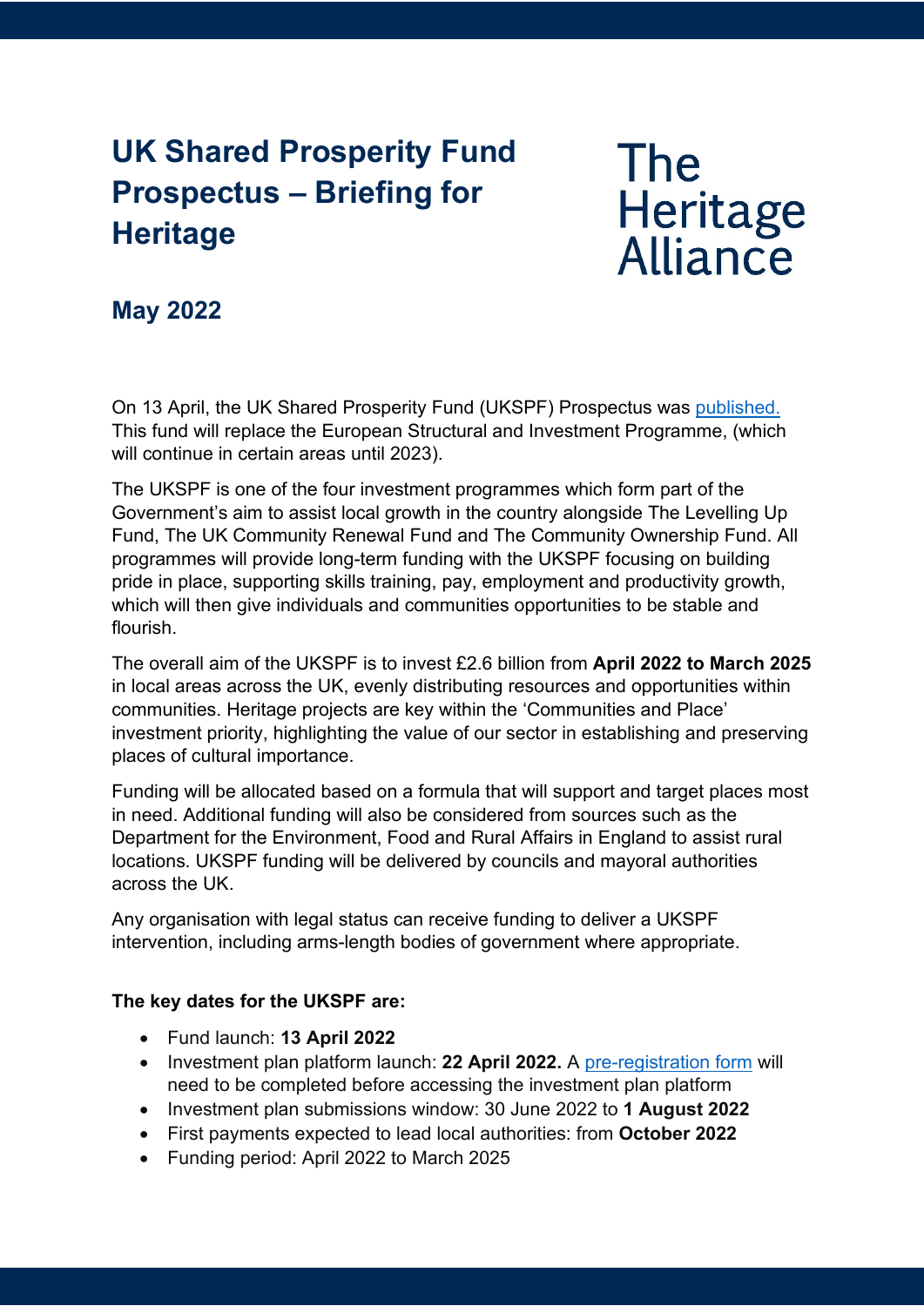# UK Shared Prosperity Fund Prospectus – Briefing for Heritage

The Heritage Alliance

## May 2022

On 13 April, the UK Shared Prosperity Fund (UKSPF) Prospectus was [published.](#) This fund will replace the European Structural and Investment Programme, (which will continue in certain areas until 2023).

The UKSPF is one of the four investment programmes which form part of the Government's aim to assist local growth in the country alongside The Levelling Up Fund, The UK Community Renewal Fund and The Community Ownership Fund. All programmes will provide long-term funding with the UKSPF focusing on building pride in place, supporting skills training, pay, employment and productivity growth, which will then give individuals and communities opportunities to be stable and flourish.

The overall aim of the UKSPF is to invest £2.6 billion from **April 2022 to March 2025** in local areas across the UK, evenly distributing resources and opportunities within communities. Heritage projects are key within the 'Communities and Place' investment priority, highlighting the value of our sector in establishing and preserving places of cultural importance.

Funding will be allocated based on a formula that will support and target places most in need. Additional funding will also be considered from sources such as the Department for the Environment, Food and Rural Affairs in England to assist rural locations. UKSPF funding will be delivered by councils and mayoral authorities across the UK.

Any organisation with legal status can receive funding to deliver a UKSPF intervention, including arms-length bodies of government where appropriate.

**The key dates for the UKSPF are:**

- Fund launch: **13 April 2022**
- Investment plan platform launch: **22 April 2022.** A [pre-registration form](#) will need to be completed before accessing the investment plan platform
- Investment plan submissions window: 30 June 2022 to **1 August 2022**
- First payments expected to lead local authorities: from **October 2022**
- Funding period: April 2022 to March 2025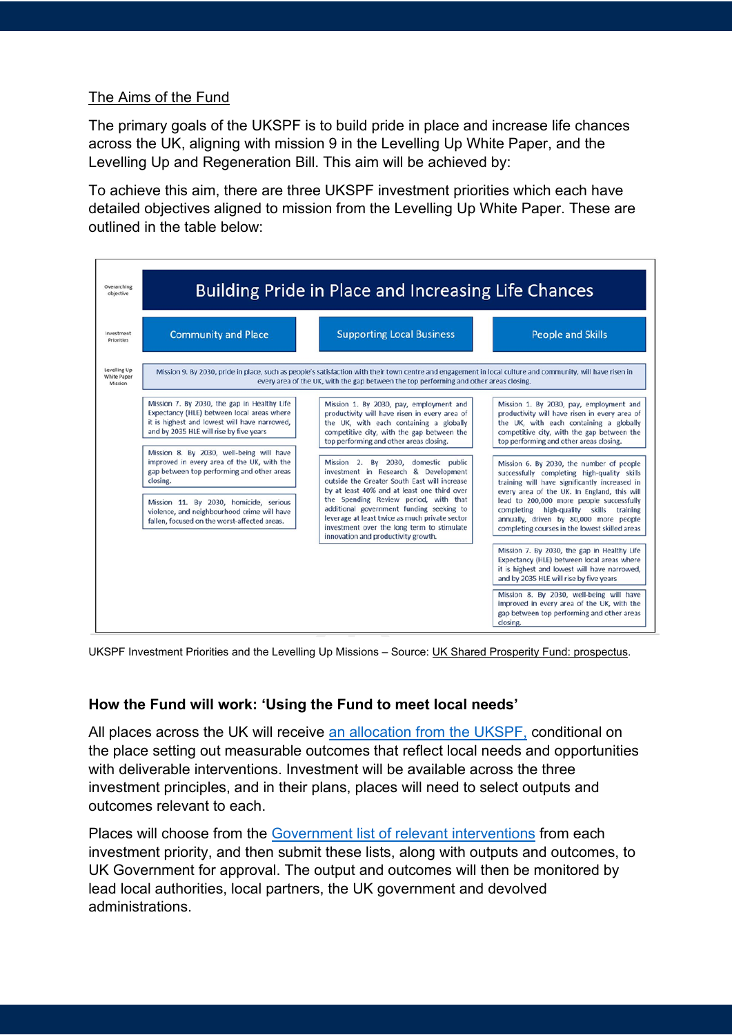## The Aims of the Fund

The primary goals of the UKSPF is to build pride in place and increase life chances across the UK, aligning with mission 9 in the Levelling Up White Paper, and the Levelling Up and Regeneration Bill. This aim will be achieved by:

To achieve this aim, there are three UKSPF investment priorities which each have detailed objectives aligned to mission from the Levelling Up White Paper. These are outlined in the table below:

| Overarching objective | Building Pride in Place and Increasing Life Chances | | |
|---|---|---|---|
| Investment Priorities | Community and Place | Supporting Local Business | People and Skills |
| Levelling Up White Paper Mission | Mission 9. By 2030, pride in place, such as people's satisfaction with their town centre and engagement in local culture and community, will have risen in every area of the UK, with the gap between the top performing and other areas closing. | | |
| | Mission 7. By 2030, the gap in Healthy Life Expectancy (HLE) between local areas where it is highest and lowest will have narrowed, and by 2035 HLE will rise by five years | Mission 1. By 2030, pay, employment and productivity will have risen in every area of the UK, with each containing a globally competitive city, with the gap between the top performing and other areas closing. | Mission 1. By 2030, pay, employment and productivity will have risen in every area of the UK, with each containing a globally competitive city, with the gap between the top performing and other areas closing. |
| | Mission 8. By 2030, well-being will have improved in every area of the UK, with the gap between top performing and other areas closing. | Mission 2. By 2030, domestic public investment in Research & Development outside the Greater South East will increase by at least 40% and at least one third over the Spending Review period, with that additional government funding seeking to leverage at least twice as much private sector investment over the long term to stimulate innovation and productivity growth. | Mission 6. By 2030, the number of people successfully completing high-quality skills training will have significantly increased in every area of the UK. In England, this will lead to 200,000 more people successfully completing high-quality skills training annually, driven by 80,000 more people completing courses in the lowest skilled areas |
| | Mission 11. By 2030, homicide, serious violence, and neighbourhood crime will have fallen, focused on the worst-affected areas. | | Mission 7. By 2030, the gap in Healthy Life Expectancy (HLE) between local areas where it is highest and lowest will have narrowed, and by 2035 HLE will rise by five years |
| | | | Mission 8. By 2030, well-being will have improved in every area of the UK, with the gap between top performing and other areas closing. |

UKSPF Investment Priorities and the Levelling Up Missions – Source: UK Shared Prosperity Fund: prospectus.

### How the Fund will work: 'Using the Fund to meet local needs'

All places across the UK will receive an allocation from the UKSPF, conditional on the place setting out measurable outcomes that reflect local needs and opportunities with deliverable interventions. Investment will be available across the three investment principles, and in their plans, places will need to select outputs and outcomes relevant to each.

Places will choose from the Government list of relevant interventions from each investment priority, and then submit these lists, along with outputs and outcomes, to UK Government for approval. The output and outcomes will then be monitored by lead local authorities, local partners, the UK government and devolved administrations.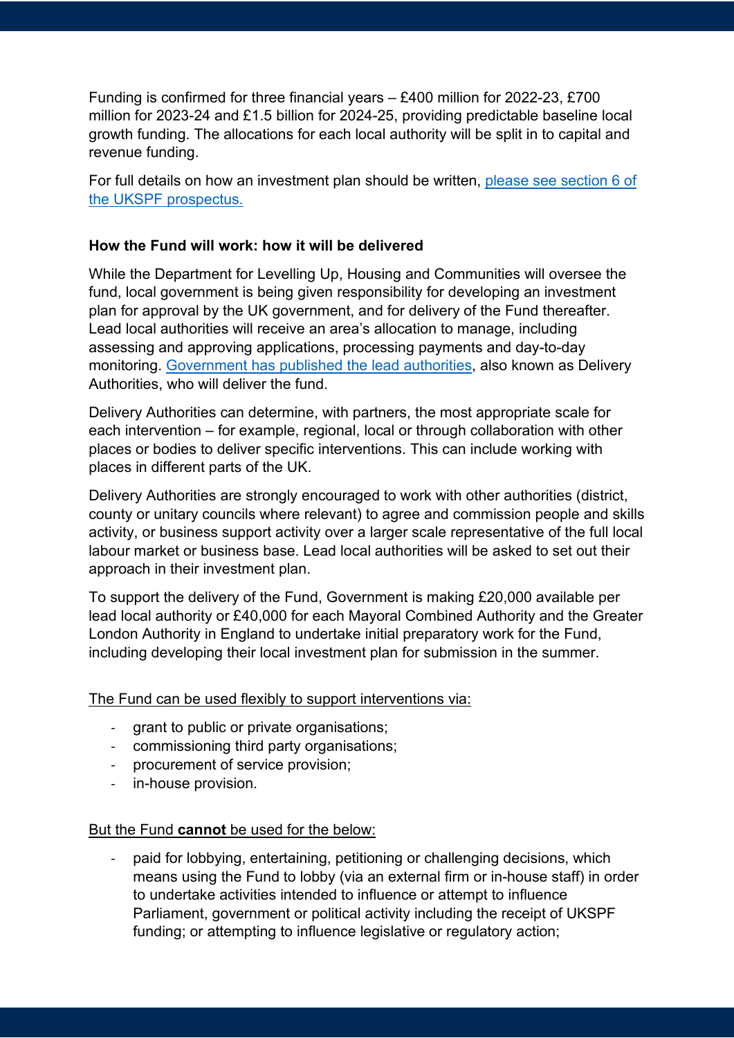Funding is confirmed for three financial years – £400 million for 2022-23, £700 million for 2023-24 and £1.5 billion for 2024-25, providing predictable baseline local growth funding. The allocations for each local authority will be split in to capital and revenue funding.

For full details on how an investment plan should be written, [please see section 6 of the UKSPF prospectus.]()

**How the Fund will work: how it will be delivered**

While the Department for Levelling Up, Housing and Communities will oversee the fund, local government is being given responsibility for developing an investment plan for approval by the UK government, and for delivery of the Fund thereafter. Lead local authorities will receive an area's allocation to manage, including assessing and approving applications, processing payments and day-to-day monitoring. [Government has published the lead authorities](), also known as Delivery Authorities, who will deliver the fund.

Delivery Authorities can determine, with partners, the most appropriate scale for each intervention – for example, regional, local or through collaboration with other places or bodies to deliver specific interventions. This can include working with places in different parts of the UK.

Delivery Authorities are strongly encouraged to work with other authorities (district, county or unitary councils where relevant) to agree and commission people and skills activity, or business support activity over a larger scale representative of the full local labour market or business base. Lead local authorities will be asked to set out their approach in their investment plan.

To support the delivery of the Fund, Government is making £20,000 available per lead local authority or £40,000 for each Mayoral Combined Authority and the Greater London Authority in England to undertake initial preparatory work for the Fund, including developing their local investment plan for submission in the summer.

<u>The Fund can be used flexibly to support interventions via:</u>

- grant to public or private organisations;
- commissioning third party organisations;
- procurement of service provision;
- in-house provision.

<u>But the Fund **cannot** be used for the below:</u>

- paid for lobbying, entertaining, petitioning or challenging decisions, which means using the Fund to lobby (via an external firm or in-house staff) in order to undertake activities intended to influence or attempt to influence Parliament, government or political activity including the receipt of UKSPF funding; or attempting to influence legislative or regulatory action;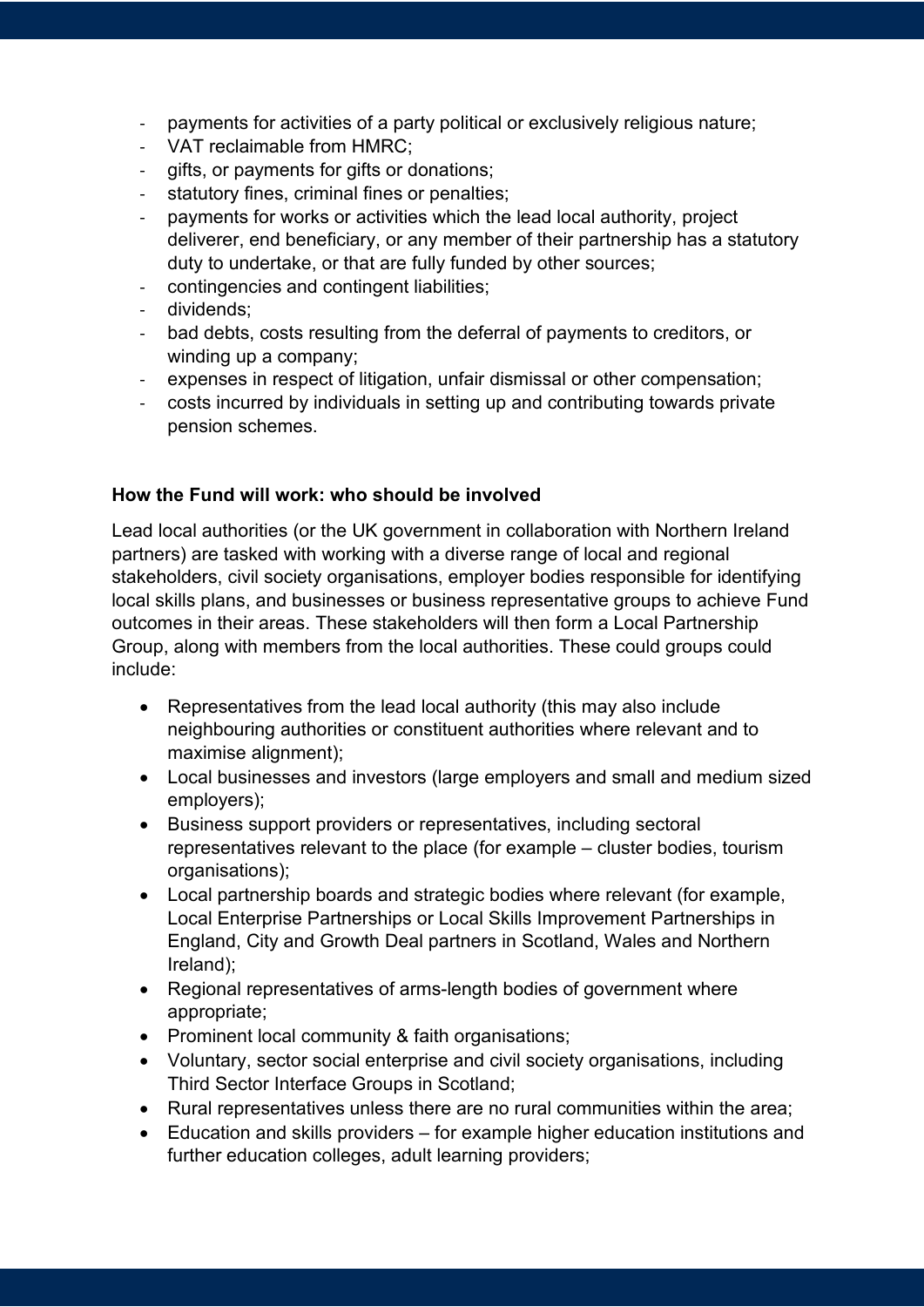- payments for activities of a party political or exclusively religious nature;
- VAT reclaimable from HMRC;
- gifts, or payments for gifts or donations;
- statutory fines, criminal fines or penalties;
- payments for works or activities which the lead local authority, project deliverer, end beneficiary, or any member of their partnership has a statutory duty to undertake, or that are fully funded by other sources;
- contingencies and contingent liabilities;
- dividends;
- bad debts, costs resulting from the deferral of payments to creditors, or winding up a company;
- expenses in respect of litigation, unfair dismissal or other compensation;
- costs incurred by individuals in setting up and contributing towards private pension schemes.

**How the Fund will work: who should be involved**

Lead local authorities (or the UK government in collaboration with Northern Ireland partners) are tasked with working with a diverse range of local and regional stakeholders, civil society organisations, employer bodies responsible for identifying local skills plans, and businesses or business representative groups to achieve Fund outcomes in their areas. These stakeholders will then form a Local Partnership Group, along with members from the local authorities. These could groups could include:

- Representatives from the lead local authority (this may also include neighbouring authorities or constituent authorities where relevant and to maximise alignment);
- Local businesses and investors (large employers and small and medium sized employers);
- Business support providers or representatives, including sectoral representatives relevant to the place (for example – cluster bodies, tourism organisations);
- Local partnership boards and strategic bodies where relevant (for example, Local Enterprise Partnerships or Local Skills Improvement Partnerships in England, City and Growth Deal partners in Scotland, Wales and Northern Ireland);
- Regional representatives of arms-length bodies of government where appropriate;
- Prominent local community & faith organisations;
- Voluntary, sector social enterprise and civil society organisations, including Third Sector Interface Groups in Scotland;
- Rural representatives unless there are no rural communities within the area;
- Education and skills providers – for example higher education institutions and further education colleges, adult learning providers;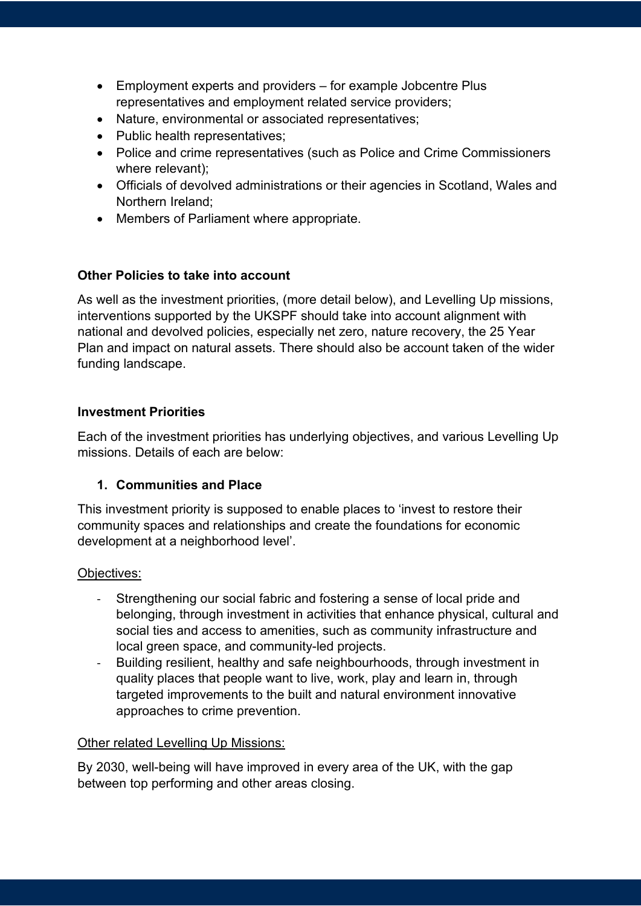- Employment experts and providers – for example Jobcentre Plus representatives and employment related service providers;
- Nature, environmental or associated representatives;
- Public health representatives;
- Police and crime representatives (such as Police and Crime Commissioners where relevant);
- Officials of devolved administrations or their agencies in Scotland, Wales and Northern Ireland;
- Members of Parliament where appropriate.

**Other Policies to take into account**

As well as the investment priorities, (more detail below), and Levelling Up missions, interventions supported by the UKSPF should take into account alignment with national and devolved policies, especially net zero, nature recovery, the 25 Year Plan and impact on natural assets. There should also be account taken of the wider funding landscape.

**Investment Priorities**

Each of the investment priorities has underlying objectives, and various Levelling Up missions. Details of each are below:

1. **Communities and Place**

This investment priority is supposed to enable places to 'invest to restore their community spaces and relationships and create the foundations for economic development at a neighborhood level'.

Objectives:

- Strengthening our social fabric and fostering a sense of local pride and belonging, through investment in activities that enhance physical, cultural and social ties and access to amenities, such as community infrastructure and local green space, and community-led projects.
- Building resilient, healthy and safe neighbourhoods, through investment in quality places that people want to live, work, play and learn in, through targeted improvements to the built and natural environment innovative approaches to crime prevention.

Other related Levelling Up Missions:

By 2030, well-being will have improved in every area of the UK, with the gap between top performing and other areas closing.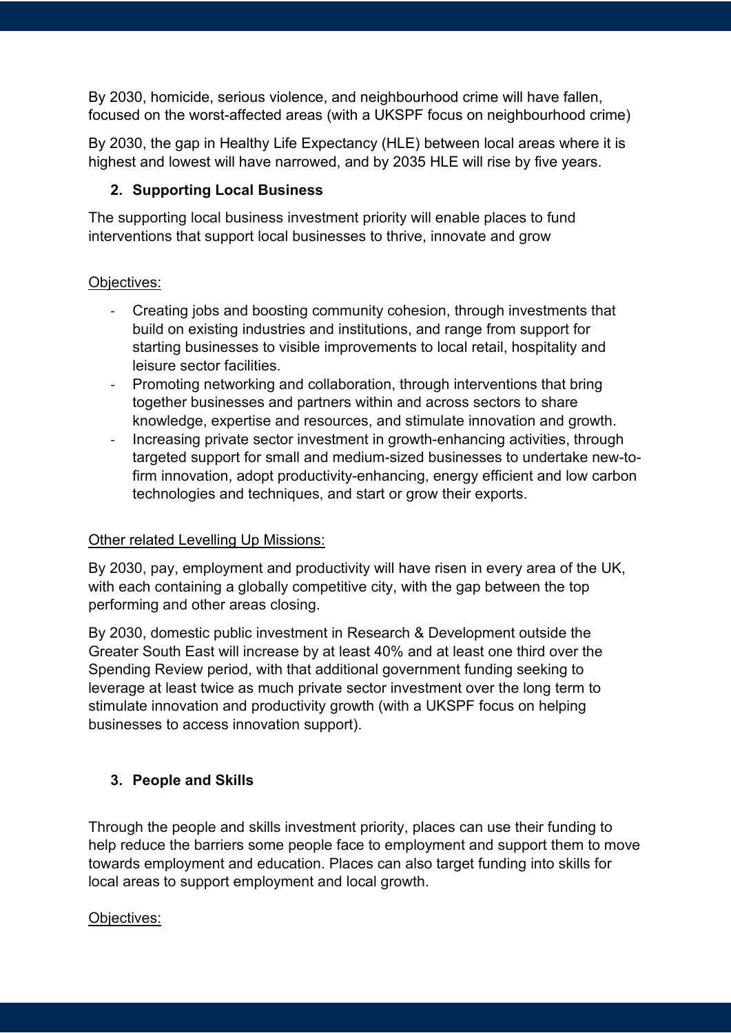By 2030, homicide, serious violence, and neighbourhood crime will have fallen, focused on the worst-affected areas (with a UKSPF focus on neighbourhood crime)

By 2030, the gap in Healthy Life Expectancy (HLE) between local areas where it is highest and lowest will have narrowed, and by 2035 HLE will rise by five years.

### 2. Supporting Local Business

The supporting local business investment priority will enable places to fund interventions that support local businesses to thrive, innovate and grow

Objectives:

- Creating jobs and boosting community cohesion, through investments that build on existing industries and institutions, and range from support for starting businesses to visible improvements to local retail, hospitality and leisure sector facilities.
- Promoting networking and collaboration, through interventions that bring together businesses and partners within and across sectors to share knowledge, expertise and resources, and stimulate innovation and growth.
- Increasing private sector investment in growth-enhancing activities, through targeted support for small and medium-sized businesses to undertake new-to-firm innovation, adopt productivity-enhancing, energy efficient and low carbon technologies and techniques, and start or grow their exports.

Other related Levelling Up Missions:

By 2030, pay, employment and productivity will have risen in every area of the UK, with each containing a globally competitive city, with the gap between the top performing and other areas closing.

By 2030, domestic public investment in Research & Development outside the Greater South East will increase by at least 40% and at least one third over the Spending Review period, with that additional government funding seeking to leverage at least twice as much private sector investment over the long term to stimulate innovation and productivity growth (with a UKSPF focus on helping businesses to access innovation support).

### 3. People and Skills

Through the people and skills investment priority, places can use their funding to help reduce the barriers some people face to employment and support them to move towards employment and education. Places can also target funding into skills for local areas to support employment and local growth.

Objectives: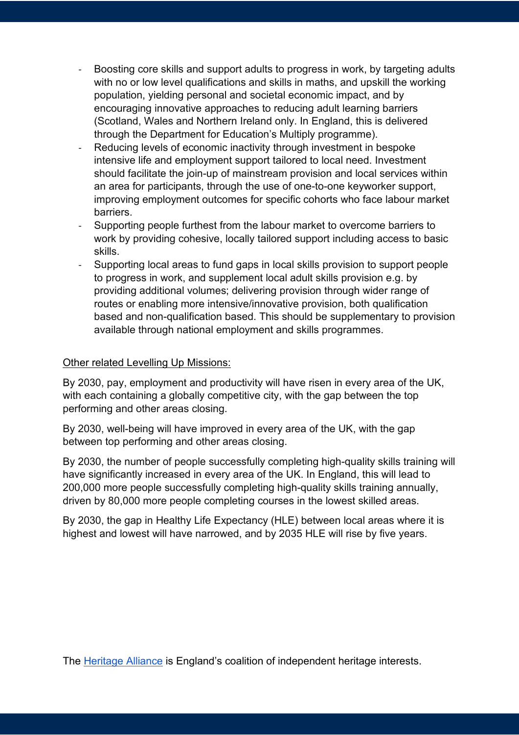- Boosting core skills and support adults to progress in work, by targeting adults with no or low level qualifications and skills in maths, and upskill the working population, yielding personal and societal economic impact, and by encouraging innovative approaches to reducing adult learning barriers (Scotland, Wales and Northern Ireland only. In England, this is delivered through the Department for Education's Multiply programme).
- Reducing levels of economic inactivity through investment in bespoke intensive life and employment support tailored to local need. Investment should facilitate the join-up of mainstream provision and local services within an area for participants, through the use of one-to-one keyworker support, improving employment outcomes for specific cohorts who face labour market barriers.
- Supporting people furthest from the labour market to overcome barriers to work by providing cohesive, locally tailored support including access to basic skills.
- Supporting local areas to fund gaps in local skills provision to support people to progress in work, and supplement local adult skills provision e.g. by providing additional volumes; delivering provision through wider range of routes or enabling more intensive/innovative provision, both qualification based and non-qualification based. This should be supplementary to provision available through national employment and skills programmes.

<u>Other related Levelling Up Missions:</u>

By 2030, pay, employment and productivity will have risen in every area of the UK, with each containing a globally competitive city, with the gap between the top performing and other areas closing.

By 2030, well-being will have improved in every area of the UK, with the gap between top performing and other areas closing.

By 2030, the number of people successfully completing high-quality skills training will have significantly increased in every area of the UK. In England, this will lead to 200,000 more people successfully completing high-quality skills training annually, driven by 80,000 more people completing courses in the lowest skilled areas.

By 2030, the gap in Healthy Life Expectancy (HLE) between local areas where it is highest and lowest will have narrowed, and by 2035 HLE will rise by five years.

The [Heritage Alliance] is England's coalition of independent heritage interests.